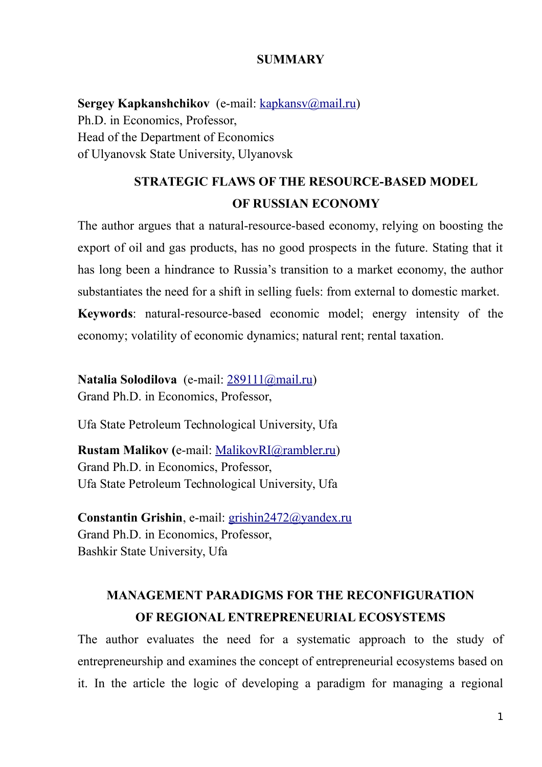# SUMMARY

**Sergey Kapkanshchikov** (e-mail: kapkansv@mail.ru)
Ph.D. in Economics, Professor,
Head of the Department of Economics
of Ulyanovsk State University, Ulyanovsk

## STRATEGIC FLAWS OF THE RESOURCE-BASED MODEL OF RUSSIAN ECONOMY

The author argues that a natural-resource-based economy, relying on boosting the export of oil and gas products, has no good prospects in the future. Stating that it has long been a hindrance to Russia's transition to a market economy, the author substantiates the need for a shift in selling fuels: from external to domestic market.

**Keywords**: natural-resource-based economic model; energy intensity of the economy; volatility of economic dynamics; natural rent; rental taxation.

**Natalia Solodilova** (e-mail: 289111@mail.ru)
Grand Ph.D. in Economics, Professor,

Ufa State Petroleum Technological University, Ufa

**Rustam Malikov** (e-mail: MalikovRI@rambler.ru)
Grand Ph.D. in Economics, Professor,
Ufa State Petroleum Technological University, Ufa

**Constantin Grishin**, e-mail: grishin2472@yandex.ru
Grand Ph.D. in Economics, Professor,
Bashkir State University, Ufa

## MANAGEMENT PARADIGMS FOR THE RECONFIGURATION OF REGIONAL ENTREPRENEURIAL ECOSYSTEMS

The author evaluates the need for a systematic approach to the study of entrepreneurship and examines the concept of entrepreneurial ecosystems based on it. In the article the logic of developing a paradigm for managing a regional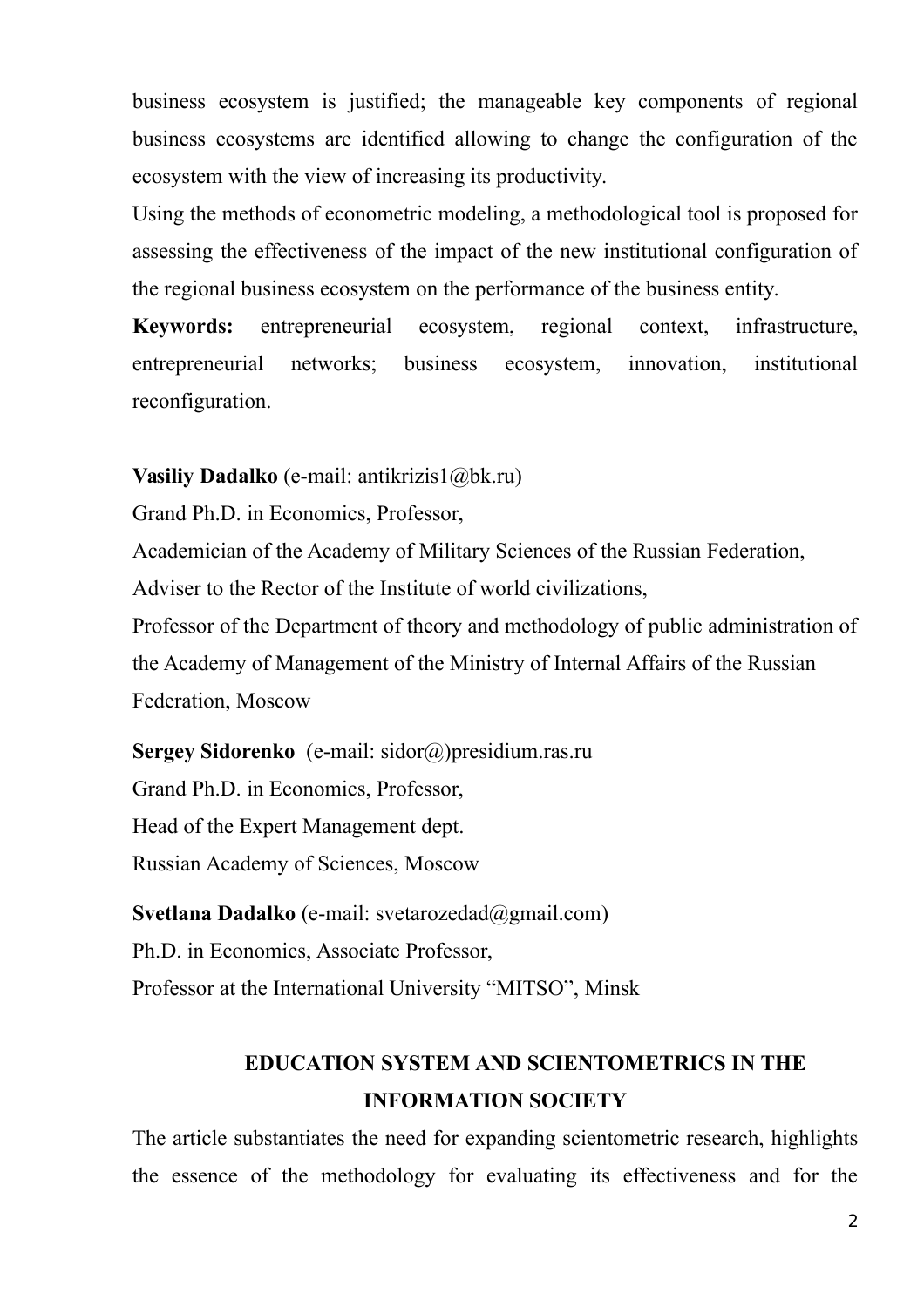business ecosystem is justified; the manageable key components of regional business ecosystems are identified allowing to change the configuration of the ecosystem with the view of increasing its productivity.

Using the methods of econometric modeling, a methodological tool is proposed for assessing the effectiveness of the impact of the new institutional configuration of the regional business ecosystem on the performance of the business entity.

**Keywords:** entrepreneurial ecosystem, regional context, infrastructure, entrepreneurial networks; business ecosystem, innovation, institutional reconfiguration.

**Vasiliy Dadalko** (e-mail: antikrizis1@bk.ru)
Grand Ph.D. in Economics, Professor,
Academician of the Academy of Military Sciences of the Russian Federation,
Adviser to the Rector of the Institute of world civilizations,
Professor of the Department of theory and methodology of public administration of the Academy of Management of the Ministry of Internal Affairs of the Russian Federation, Moscow

**Sergey Sidorenko** (e-mail: sidor@)presidium.ras.ru
Grand Ph.D. in Economics, Professor,
Head of the Expert Management dept.
Russian Academy of Sciences, Moscow

**Svetlana Dadalko** (e-mail: svetarozedad@gmail.com)
Ph.D. in Economics, Associate Professor,
Professor at the International University "MITSO", Minsk

## EDUCATION SYSTEM AND SCIENTOMETRICS IN THE INFORMATION SOCIETY

The article substantiates the need for expanding scientometric research, highlights the essence of the methodology for evaluating its effectiveness and for the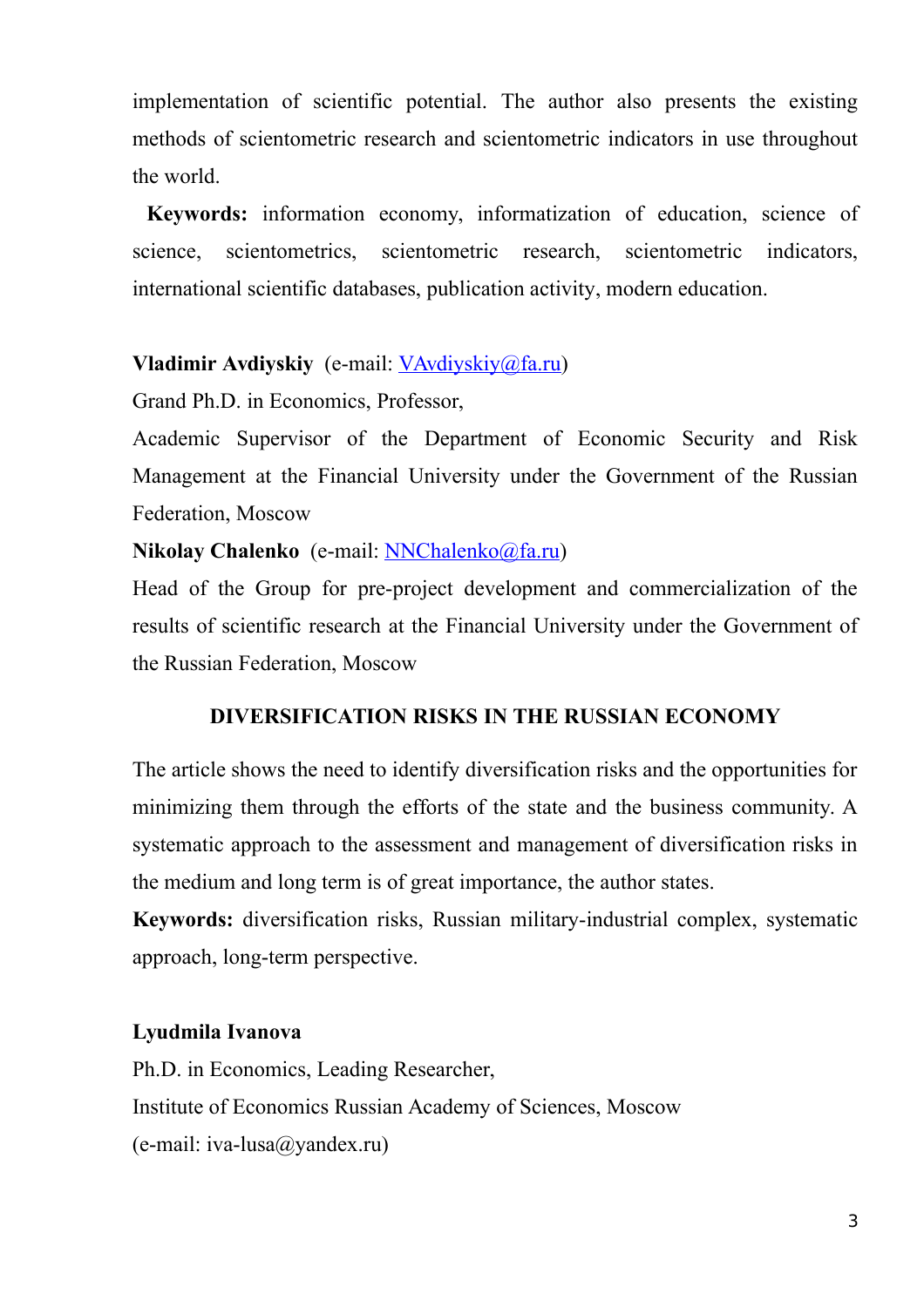implementation of scientific potential. The author also presents the existing methods of scientometric research and scientometric indicators in use throughout the world.

**Keywords:** information economy, informatization of education, science of science, scientometrics, scientometric research, scientometric indicators, international scientific databases, publication activity, modern education.

**Vladimir Avdiyskiy** (e-mail: VAvdiyskiy@fa.ru)

Grand Ph.D. in Economics, Professor,

Academic Supervisor of the Department of Economic Security and Risk Management at the Financial University under the Government of the Russian Federation, Moscow

**Nikolay Chalenko** (e-mail: NNChalenko@fa.ru)

Head of the Group for pre-project development and commercialization of the results of scientific research at the Financial University under the Government of the Russian Federation, Moscow

## DIVERSIFICATION RISKS IN THE RUSSIAN ECONOMY

The article shows the need to identify diversification risks and the opportunities for minimizing them through the efforts of the state and the business community. A systematic approach to the assessment and management of diversification risks in the medium and long term is of great importance, the author states.

**Keywords:** diversification risks, Russian military-industrial complex, systematic approach, long-term perspective.

**Lyudmila Ivanova**

Ph.D. in Economics, Leading Researcher,

Institute of Economics Russian Academy of Sciences, Moscow

(e-mail: iva-lusa@yandex.ru)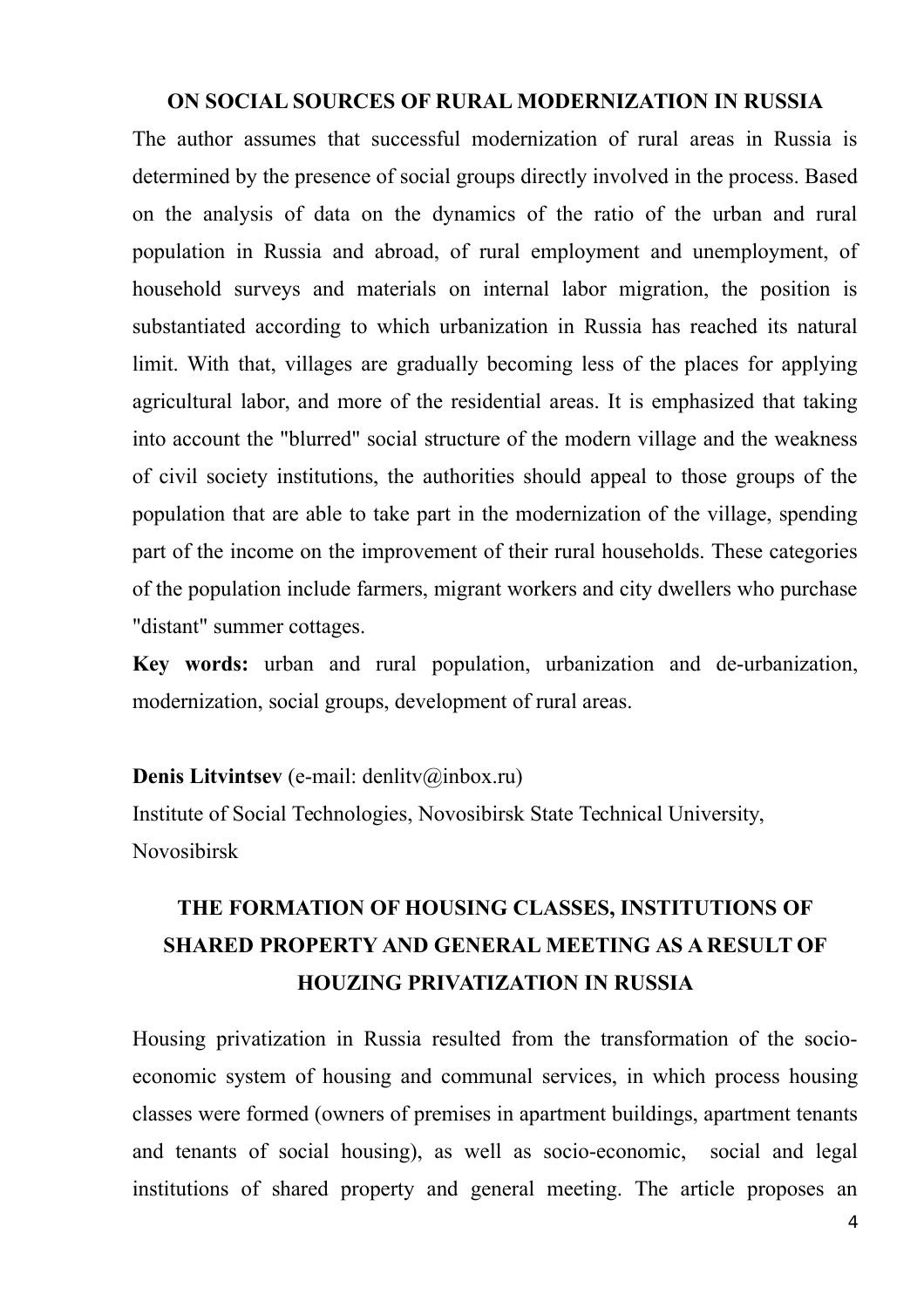## ON SOCIAL SOURCES OF RURAL MODERNIZATION IN RUSSIA

The author assumes that successful modernization of rural areas in Russia is determined by the presence of social groups directly involved in the process. Based on the analysis of data on the dynamics of the ratio of the urban and rural population in Russia and abroad, of rural employment and unemployment, of household surveys and materials on internal labor migration, the position is substantiated according to which urbanization in Russia has reached its natural limit. With that, villages are gradually becoming less of the places for applying agricultural labor, and more of the residential areas. It is emphasized that taking into account the "blurred" social structure of the modern village and the weakness of civil society institutions, the authorities should appeal to those groups of the population that are able to take part in the modernization of the village, spending part of the income on the improvement of their rural households. These categories of the population include farmers, migrant workers and city dwellers who purchase "distant" summer cottages.

**Key words:** urban and rural population, urbanization and de-urbanization, modernization, social groups, development of rural areas.

**Denis Litvintsev** (e-mail: denlitv@inbox.ru)
Institute of Social Technologies, Novosibirsk State Technical University, Novosibirsk

## THE FORMATION OF HOUSING CLASSES, INSTITUTIONS OF SHARED PROPERTY AND GENERAL MEETING AS A RESULT OF HOUZING PRIVATIZATION IN RUSSIA

Housing privatization in Russia resulted from the transformation of the socio-economic system of housing and communal services, in which process housing classes were formed (owners of premises in apartment buildings, apartment tenants and tenants of social housing), as well as socio-economic, social and legal institutions of shared property and general meeting. The article proposes an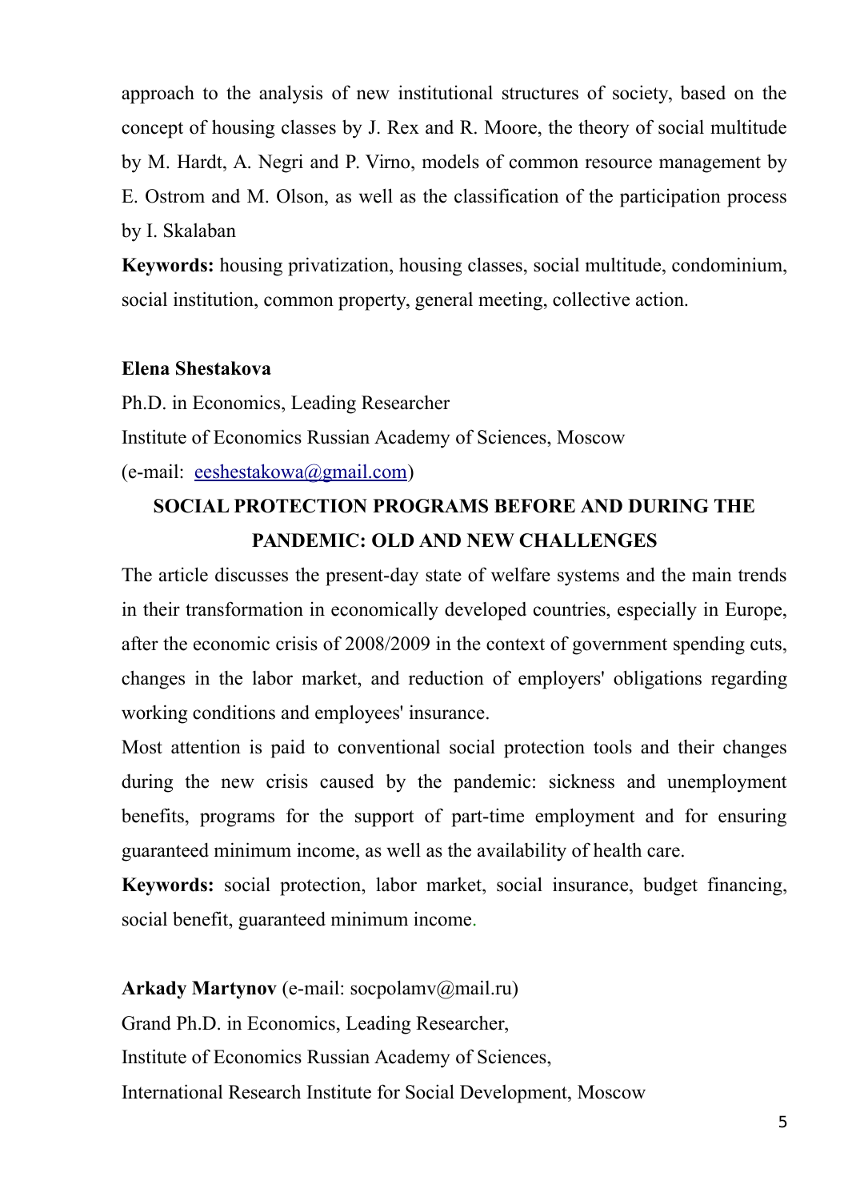approach to the analysis of new institutional structures of society, based on the concept of housing classes by J. Rex and R. Moore, the theory of social multitude by M. Hardt, A. Negri and P. Virno, models of common resource management by E. Ostrom and M. Olson, as well as the classification of the participation process by I. Skalaban

**Keywords:** housing privatization, housing classes, social multitude, condominium, social institution, common property, general meeting, collective action.

**Elena Shestakova**

Ph.D. in Economics, Leading Researcher

Institute of Economics Russian Academy of Sciences, Moscow

(e-mail: eeshestakowa@gmail.com)

## SOCIAL PROTECTION PROGRAMS BEFORE AND DURING THE PANDEMIC: OLD AND NEW CHALLENGES

The article discusses the present-day state of welfare systems and the main trends in their transformation in economically developed countries, especially in Europe, after the economic crisis of 2008/2009 in the context of government spending cuts, changes in the labor market, and reduction of employers' obligations regarding working conditions and employees' insurance.

Most attention is paid to conventional social protection tools and their changes during the new crisis caused by the pandemic: sickness and unemployment benefits, programs for the support of part-time employment and for ensuring guaranteed minimum income, as well as the availability of health care.

**Keywords:** social protection, labor market, social insurance, budget financing, social benefit, guaranteed minimum income.

**Arkady Martynov** (e-mail: socpolamv@mail.ru)

Grand Ph.D. in Economics, Leading Researcher,

Institute of Economics Russian Academy of Sciences,

International Research Institute for Social Development, Moscow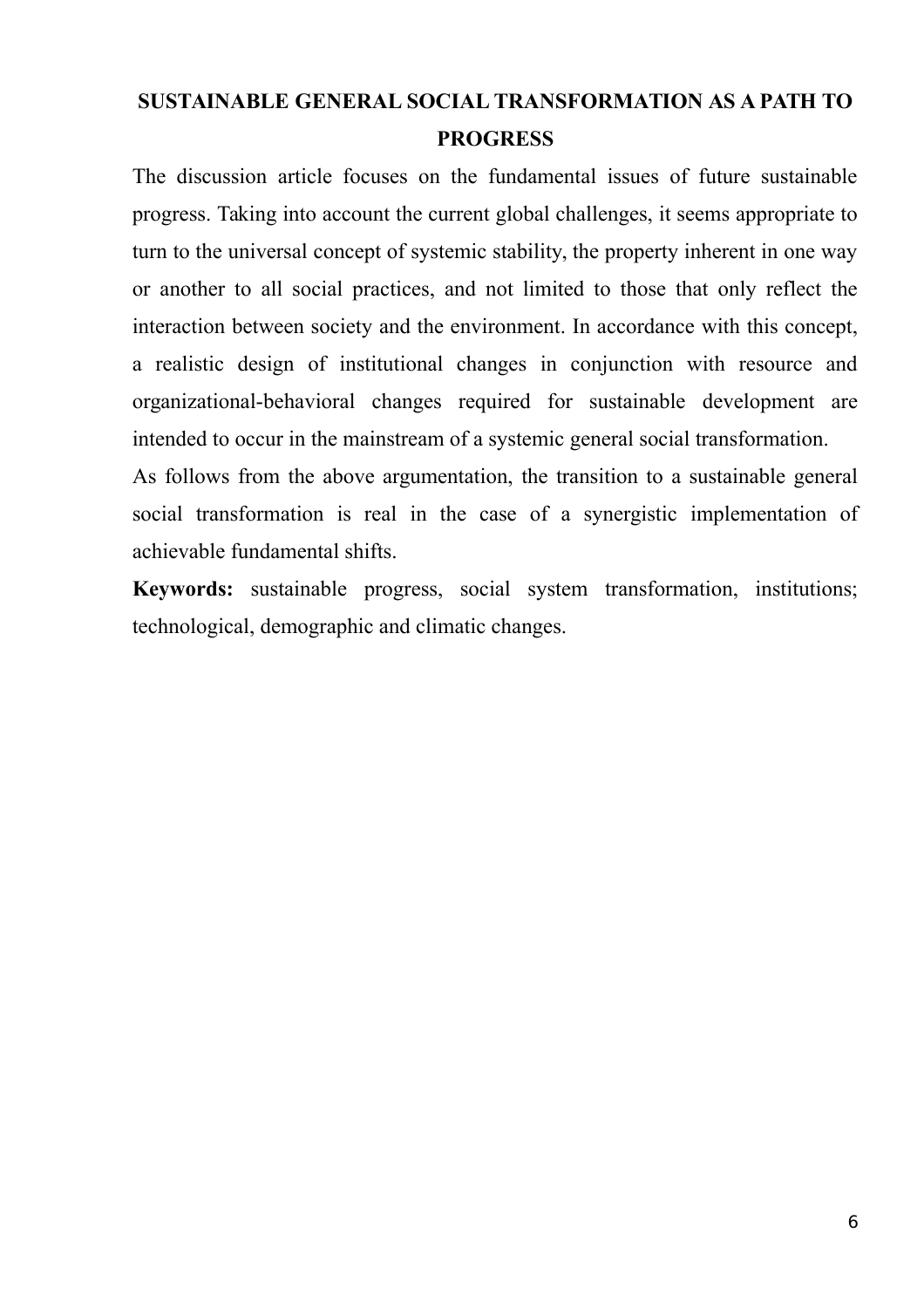## SUSTAINABLE GENERAL SOCIAL TRANSFORMATION AS A PATH TO PROGRESS

The discussion article focuses on the fundamental issues of future sustainable progress. Taking into account the current global challenges, it seems appropriate to turn to the universal concept of systemic stability, the property inherent in one way or another to all social practices, and not limited to those that only reflect the interaction between society and the environment. In accordance with this concept, a realistic design of institutional changes in conjunction with resource and organizational-behavioral changes required for sustainable development are intended to occur in the mainstream of a systemic general social transformation.

As follows from the above argumentation, the transition to a sustainable general social transformation is real in the case of a synergistic implementation of achievable fundamental shifts.

**Keywords:** sustainable progress, social system transformation, institutions; technological, demographic and climatic changes.